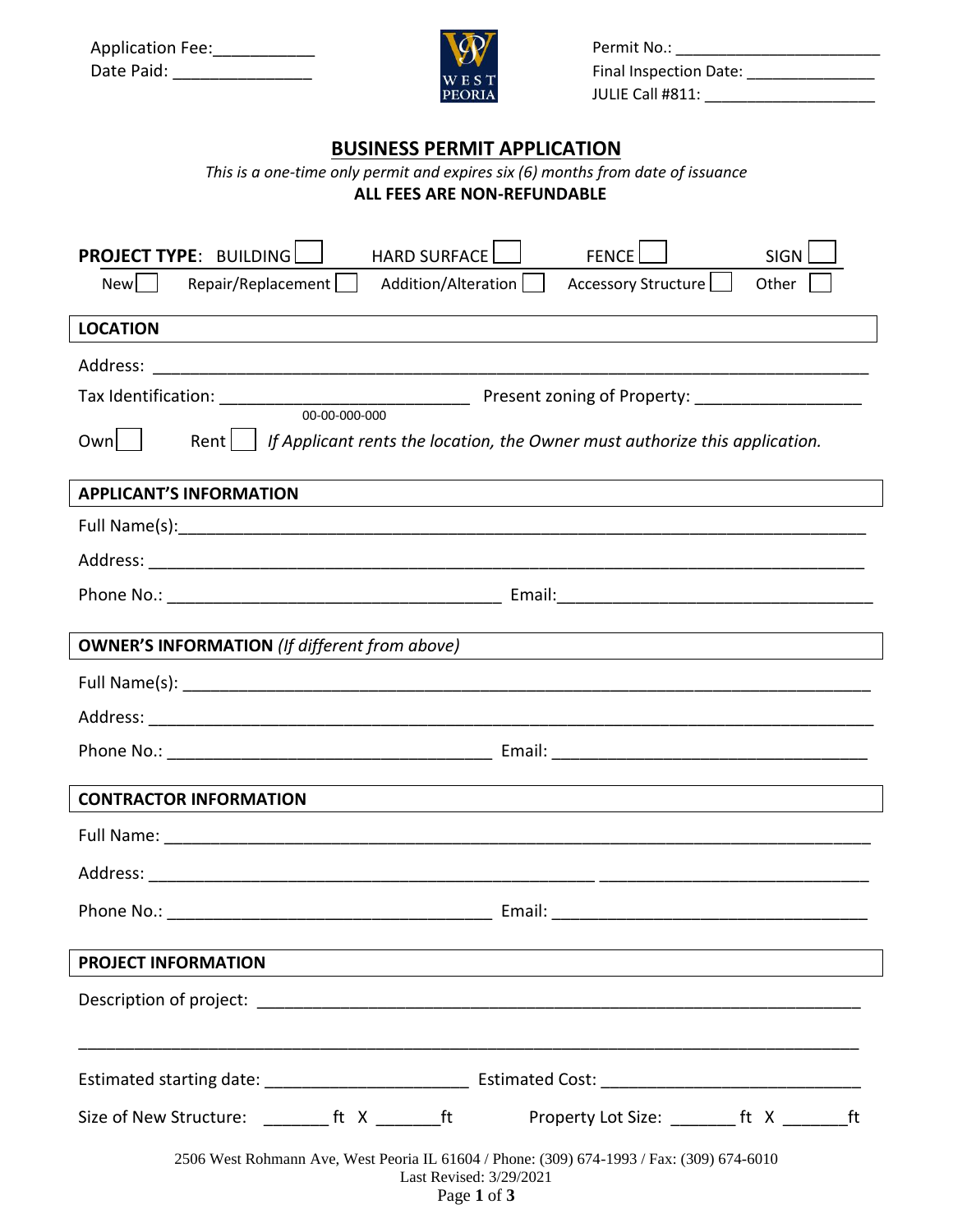Application Fee:___________
Date Paid: _______________

Permit No.: ________________________
Final Inspection Date: _______________
JULIE Call #811: ____________________

# BUSINESS PERMIT APPLICATION

*This is a one-time only permit and expires six (6) months from date of issuance*

**ALL FEES ARE NON-REFUNDABLE**

**PROJECT TYPE**: BUILDING ☐ HARD SURFACE ☐ FENCE ☐ SIGN ☐

New ☐ Repair/Replacement ☐ Addition/Alteration ☐ Accessory Structure ☐ Other ☐

## LOCATION

Address: ________________________________________________________________________________

Tax Identification: ____________________________ Present zoning of Property: __________________
00-00-000-000

Own ☐ Rent ☐ *If Applicant rents the location, the Owner must authorize this application.*

## APPLICANT'S INFORMATION

Full Name(s):_____________________________________________________________________________

Address: ________________________________________________________________________________

Phone No.: _____________________________________ Email:___________________________________

## OWNER'S INFORMATION *(If different from above)*

Full Name(s): ____________________________________________________________________________

Address: ________________________________________________________________________________

Phone No.: ____________________________________ Email: ___________________________________

## CONTRACTOR INFORMATION

Full Name: _______________________________________________________________________________

Address: _________________________________________________ ______________________________

Phone No.: ____________________________________ Email: ___________________________________

## PROJECT INFORMATION

Description of project: _____________________________________________________________________

_________________________________________________________________________________________

Estimated starting date: ______________________ Estimated Cost: ____________________________

Size of New Structure: _______ ft X _______ft Property Lot Size: _______ ft X _______ft

2506 West Rohmann Ave, West Peoria IL 61604 / Phone: (309) 674-1993 / Fax: (309) 674-6010
Last Revised: 3/29/2021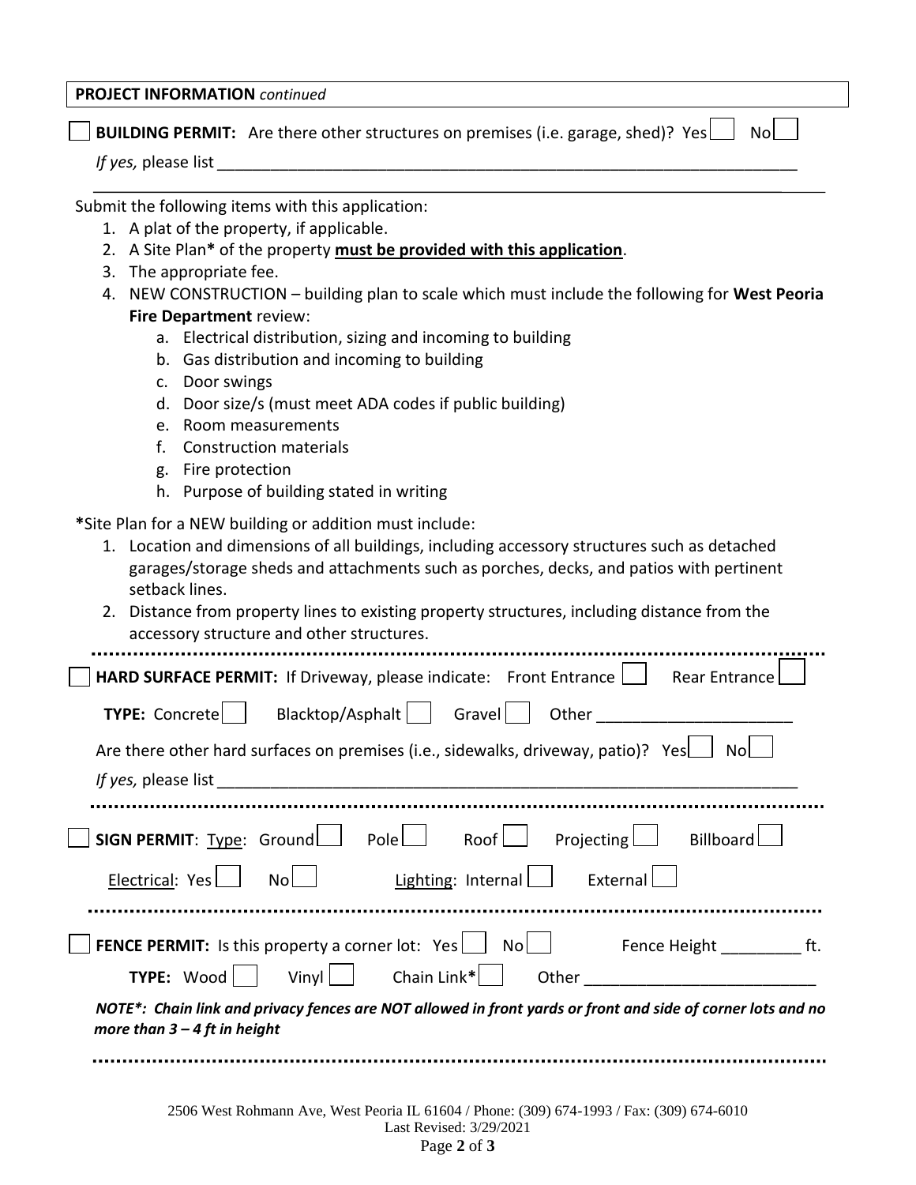**PROJECT INFORMATION** *continued*

☐ **BUILDING PERMIT:** Are there other structures on premises (i.e. garage, shed)? Yes ☐ No ☐

*If yes,* please list ______________________________________________________________

_____________________________________________________________________________

Submit the following items with this application:

1. A plat of the property, if applicable.
2. A Site Plan* of the property **must be provided with this application**.
3. The appropriate fee.
4. NEW CONSTRUCTION – building plan to scale which must include the following for **West Peoria Fire Department** review:
   a. Electrical distribution, sizing and incoming to building
   b. Gas distribution and incoming to building
   c. Door swings
   d. Door size/s (must meet ADA codes if public building)
   e. Room measurements
   f. Construction materials
   g. Fire protection
   h. Purpose of building stated in writing

***Site Plan for a NEW building or addition must include:**

1. Location and dimensions of all buildings, including accessory structures such as detached garages/storage sheds and attachments such as porches, decks, and patios with pertinent setback lines.
2. Distance from property lines to existing property structures, including distance from the accessory structure and other structures.

---

☐ **HARD SURFACE PERMIT:** If Driveway, please indicate: Front Entrance ☐ Rear Entrance ☐

**TYPE:** Concrete ☐ Blacktop/Asphalt ☐ Gravel ☐ Other ______________________

Are there other hard surfaces on premises (i.e., sidewalks, driveway, patio)? Yes ☐ No ☐

*If yes,* please list ______________________________________________________________

---

☐ **SIGN PERMIT**: Type: Ground ☐ Pole ☐ Roof ☐ Projecting ☐ Billboard ☐

Electrical: Yes ☐ No ☐ Lighting: Internal ☐ External ☐

---

☐ **FENCE PERMIT:** Is this property a corner lot: Yes ☐ No ☐ Fence Height _________ ft.

**TYPE:** Wood ☐ Vinyl ☐ Chain Link* ☐ Other __________________________

***NOTE*: Chain link and privacy fences are NOT allowed in front yards or front and side of corner lots and no more than 3 – 4 ft in height***

---

2506 West Rohmann Ave, West Peoria IL 61604 / Phone: (309) 674-1993 / Fax: (309) 674-6010
Last Revised: 3/29/2021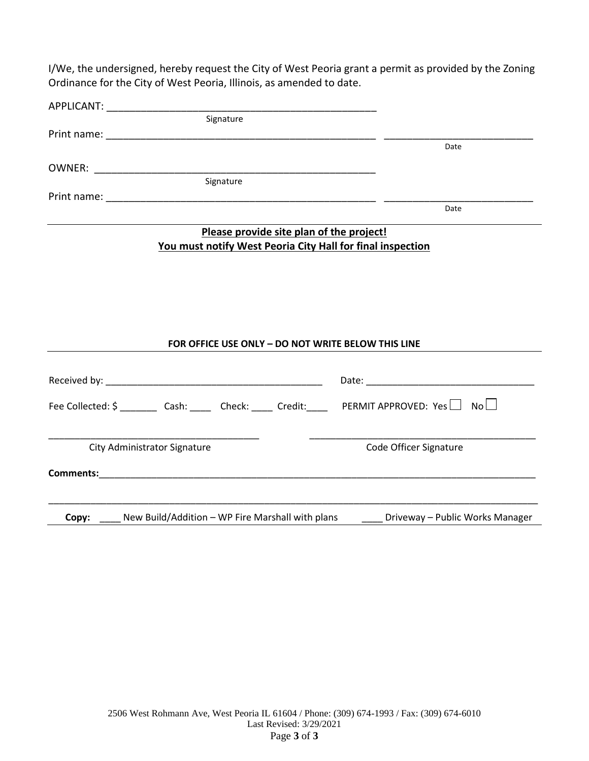I/We, the undersigned, hereby request the City of West Peoria grant a permit as provided by the Zoning Ordinance for the City of West Peoria, Illinois, as amended to date.

APPLICANT: ________________________________________________
Signature

Print name: ________________________________________________ __________________________
Date

OWNER: ________________________________________________
Signature

Print name: ________________________________________________ __________________________
Date

**Please provide site plan of the project!**
**You must notify West Peoria City Hall for final inspection**

**FOR OFFICE USE ONLY – DO NOT WRITE BELOW THIS LINE**

Received by: ________________________________________ Date: ________________________________

Fee Collected: $ _______ Cash: ____ Check: ____ Credit:____ PERMIT APPROVED: Yes ☐ No ☐

________________________________________ ____________________________________________
City Administrator Signature Code Officer Signature

**Comments:**_________________________________________________________________________________

______________________________________________________________________________________________

**Copy:** ____ New Build/Addition – WP Fire Marshall with plans ____ Driveway – Public Works Manager

2506 West Rohmann Ave, West Peoria IL 61604 / Phone: (309) 674-1993 / Fax: (309) 674-6010
Last Revised: 3/29/2021